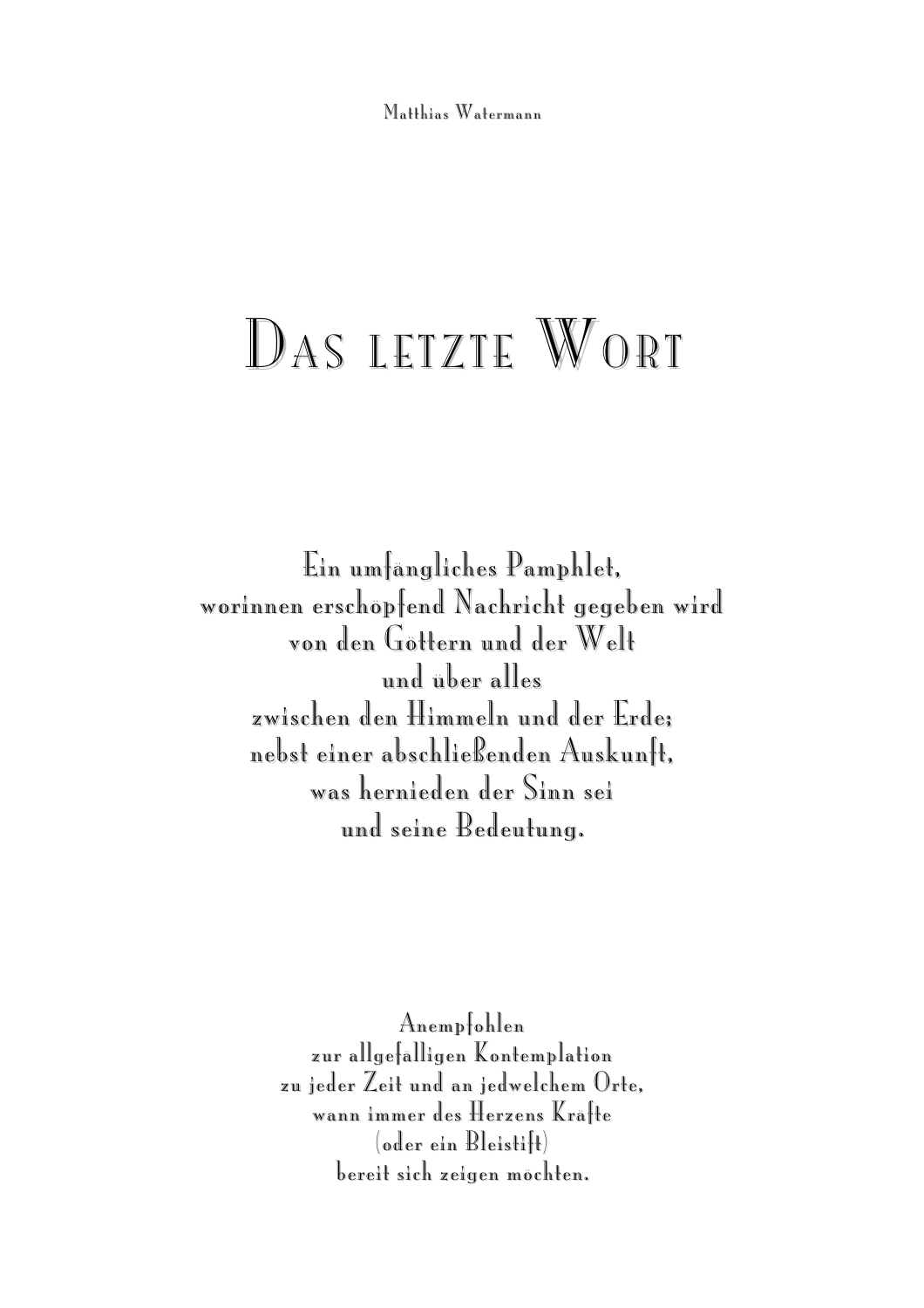Matthias Watermann

# Das letzte Wort

Ein umfängliches Pamphlet,
worinnen erschöpfend Nachricht gegeben wird
von den Göttern und der Welt
und über alles
zwischen den Himmeln und der Erde;
nebst einer abschließenden Auskunft,
was hernieden der Sinn sei
und seine Bedeutung.

Anempfohlen
zur allgefälligen Kontemplation
zu jeder Zeit und an jedwelchem Orte,
wann immer des Herzens Kräfte
(oder ein Bleistift)
bereit sich zeigen möchten.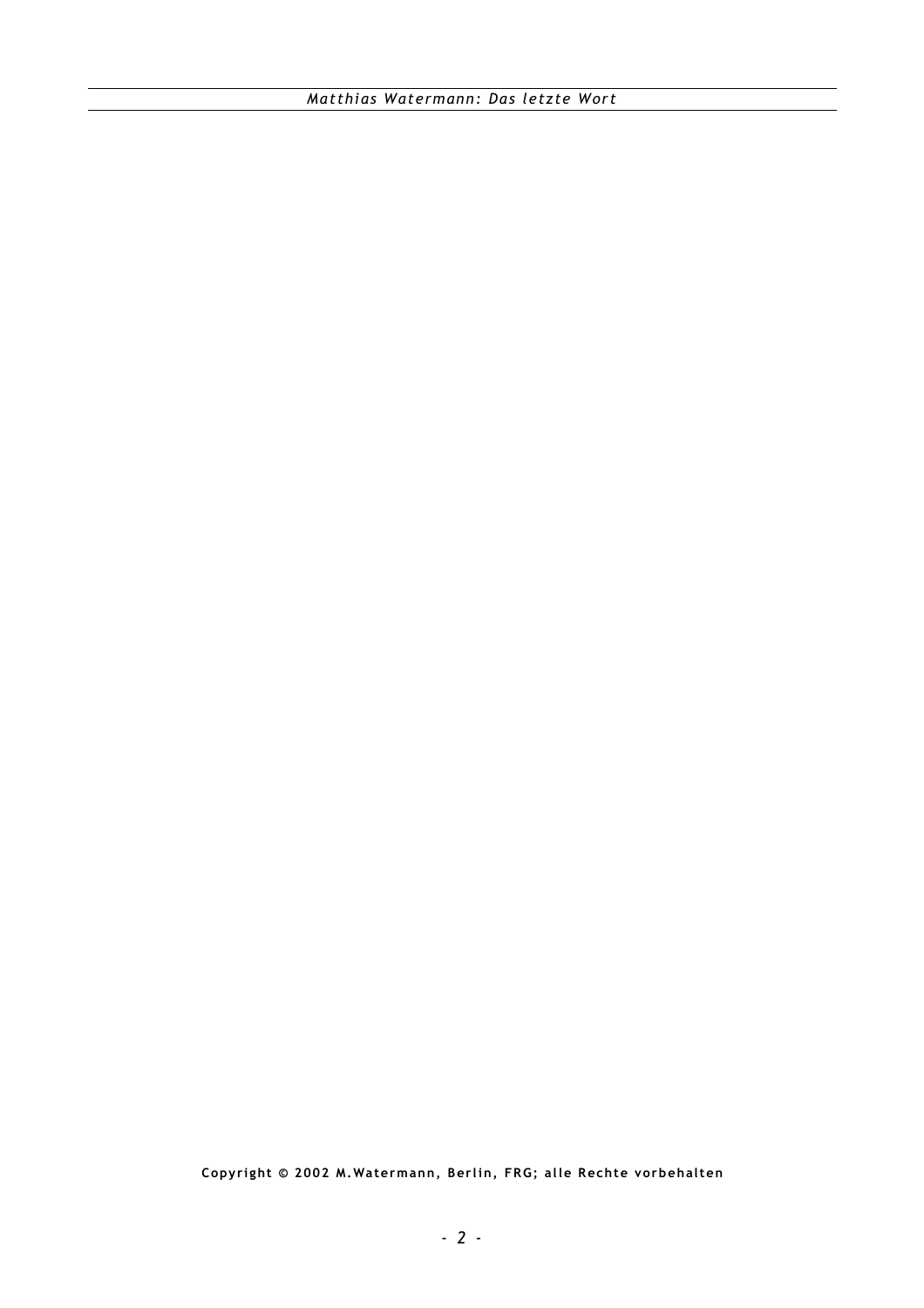**Copyright © 2002 M.Watermann, Berlin, FRG; alle Rechte vorbehalten**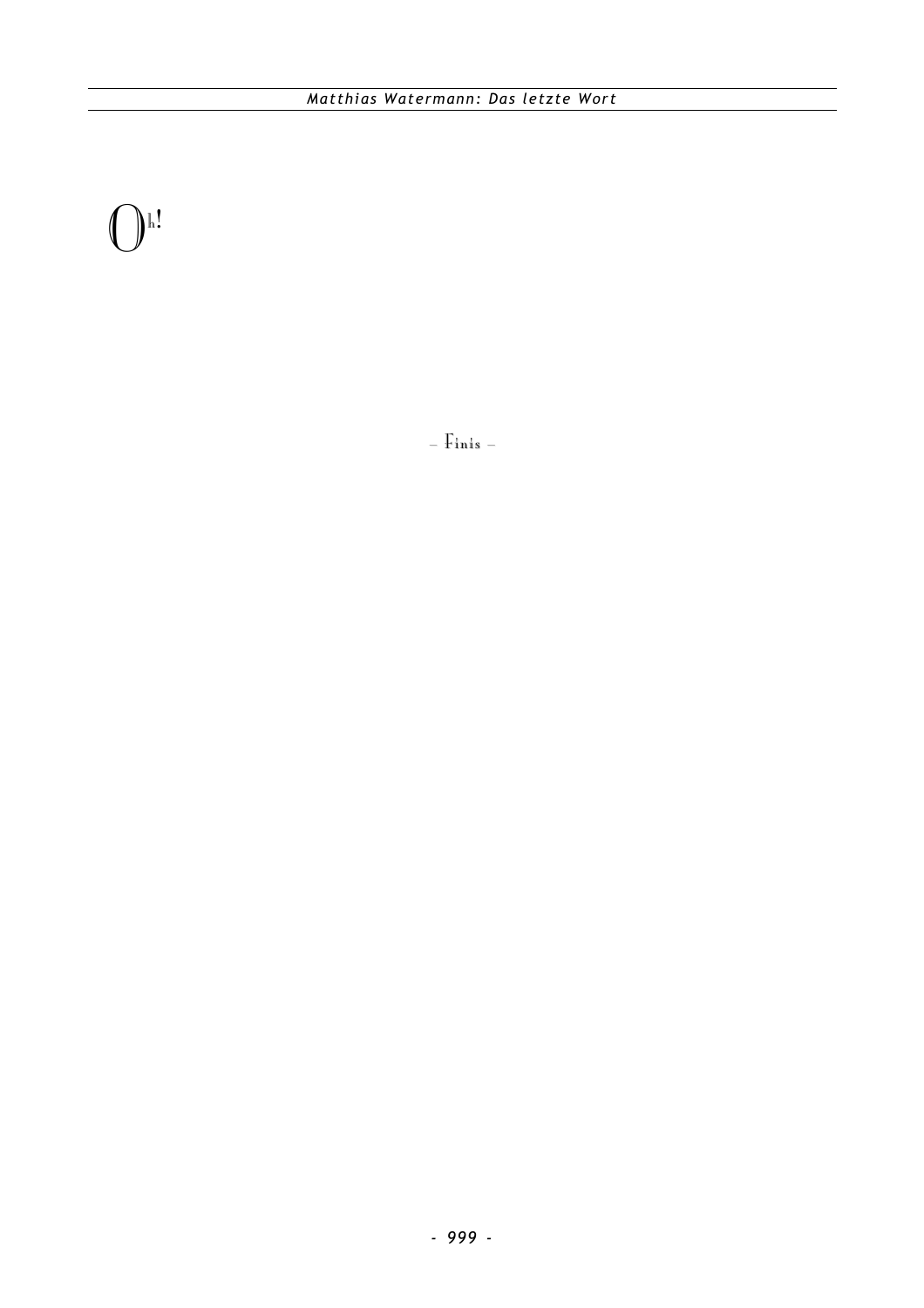Oh!

– Finis –